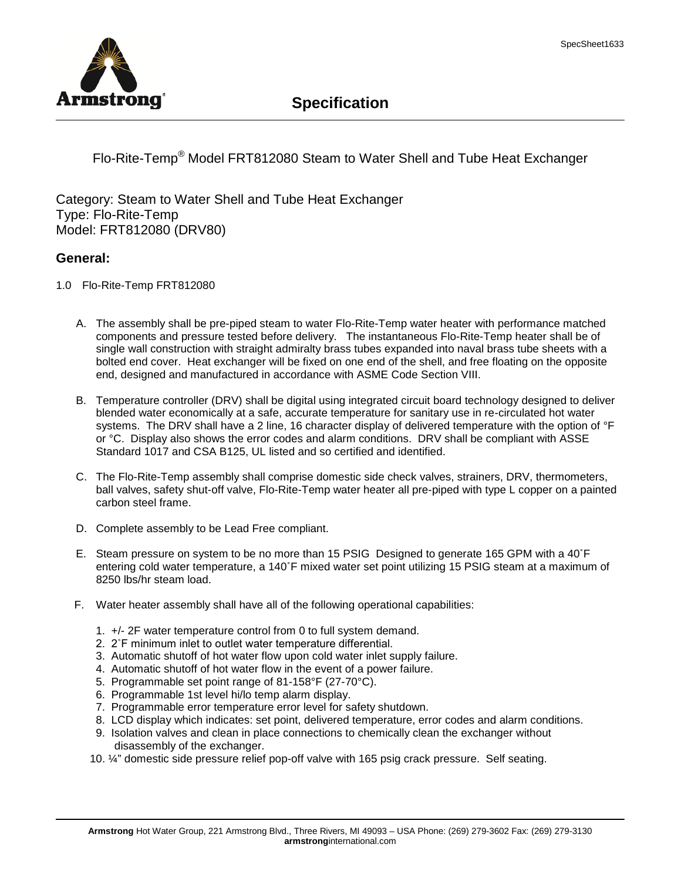# Specification

Flo-Rite-Temp® Model FRT812080 Steam to Water Shell and Tube Heat Exchanger

Category: Steam to Water Shell and Tube Heat Exchanger
Type: Flo-Rite-Temp
Model: FRT812080 (DRV80)

## General:

1.0 Flo-Rite-Temp FRT812080

A. The assembly shall be pre-piped steam to water Flo-Rite-Temp water heater with performance matched components and pressure tested before delivery. The instantaneous Flo-Rite-Temp heater shall be of single wall construction with straight admiralty brass tubes expanded into naval brass tube sheets with a bolted end cover. Heat exchanger will be fixed on one end of the shell, and free floating on the opposite end, designed and manufactured in accordance with ASME Code Section VIII.

B. Temperature controller (DRV) shall be digital using integrated circuit board technology designed to deliver blended water economically at a safe, accurate temperature for sanitary use in re-circulated hot water systems. The DRV shall have a 2 line, 16 character display of delivered temperature with the option of °F or °C. Display also shows the error codes and alarm conditions. DRV shall be compliant with ASSE Standard 1017 and CSA B125, UL listed and so certified and identified.

C. The Flo-Rite-Temp assembly shall comprise domestic side check valves, strainers, DRV, thermometers, ball valves, safety shut-off valve, Flo-Rite-Temp water heater all pre-piped with type L copper on a painted carbon steel frame.

D. Complete assembly to be Lead Free compliant.

E. Steam pressure on system to be no more than 15 PSIG Designed to generate 165 GPM with a 40˚F entering cold water temperature, a 140˚F mixed water set point utilizing 15 PSIG steam at a maximum of 8250 lbs/hr steam load.

F. Water heater assembly shall have all of the following operational capabilities:

1. +/- 2F water temperature control from 0 to full system demand.
2. 2˚F minimum inlet to outlet water temperature differential.
3. Automatic shutoff of hot water flow upon cold water inlet supply failure.
4. Automatic shutoff of hot water flow in the event of a power failure.
5. Programmable set point range of 81-158°F (27-70°C).
6. Programmable 1st level hi/lo temp alarm display.
7. Programmable error temperature error level for safety shutdown.
8. LCD display which indicates: set point, delivered temperature, error codes and alarm conditions.
9. Isolation valves and clean in place connections to chemically clean the exchanger without disassembly of the exchanger.
10. ¼" domestic side pressure relief pop-off valve with 165 psig crack pressure. Self seating.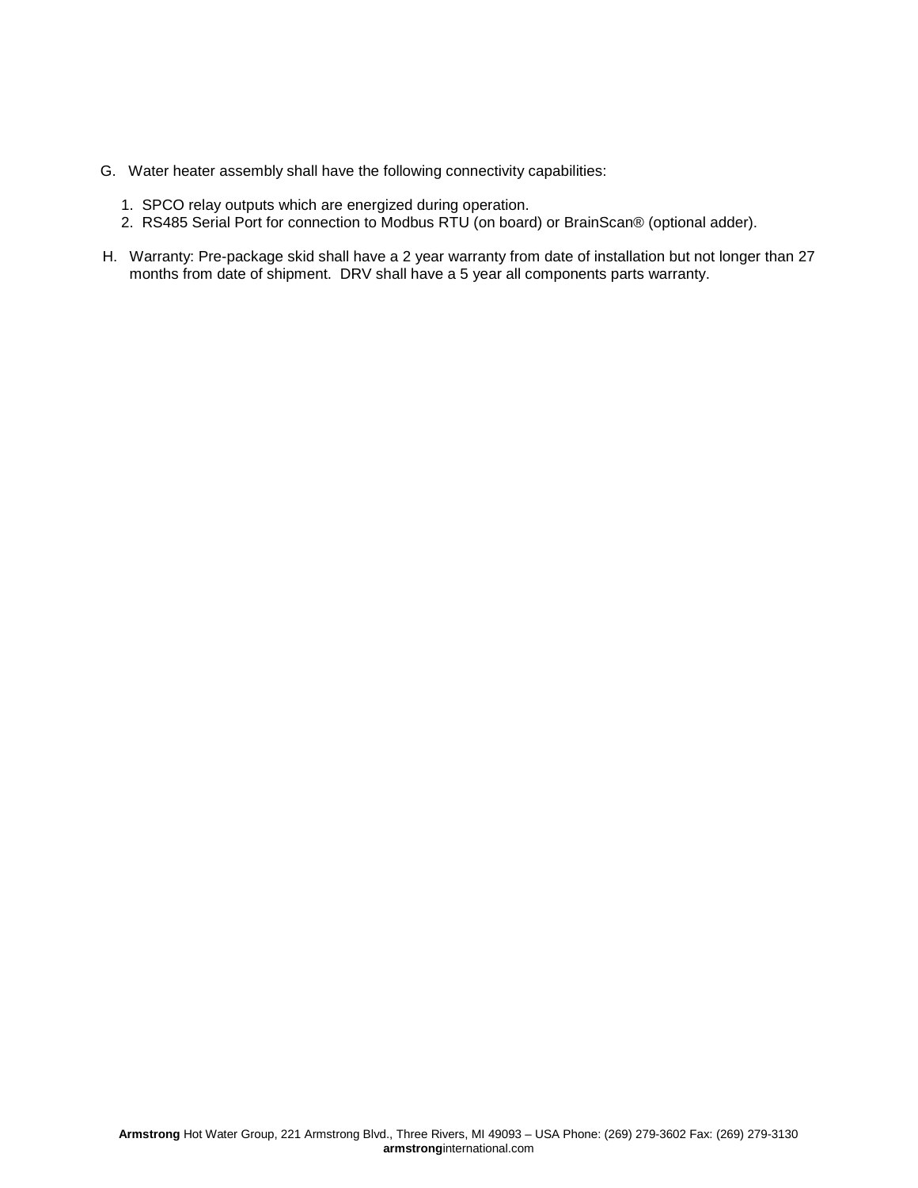G. Water heater assembly shall have the following connectivity capabilities:

1. SPCO relay outputs which are energized during operation.
2. RS485 Serial Port for connection to Modbus RTU (on board) or BrainScan® (optional adder).

H. Warranty: Pre-package skid shall have a 2 year warranty from date of installation but not longer than 27 months from date of shipment. DRV shall have a 5 year all components parts warranty.